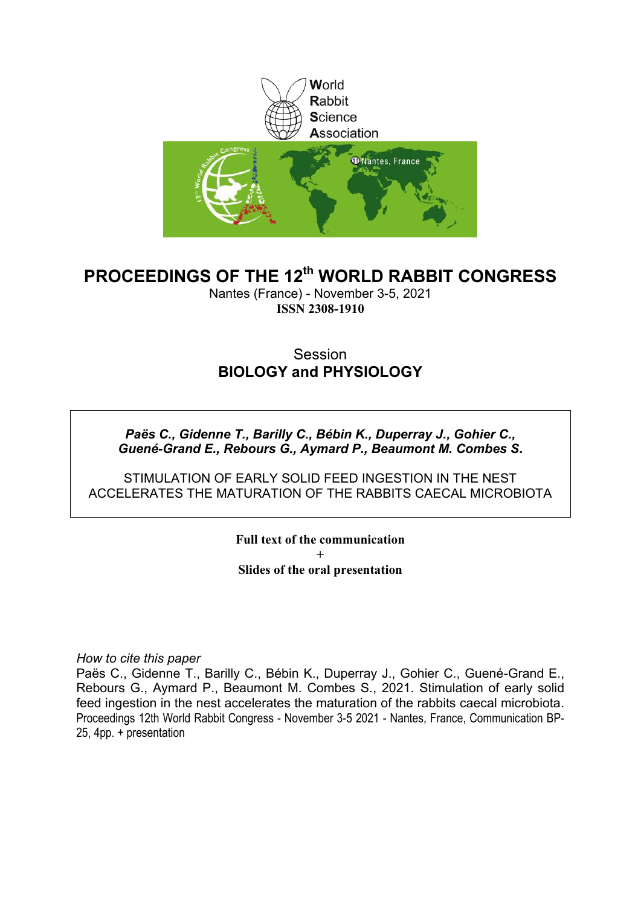World
Rabbit
Science
Association

# PROCEEDINGS OF THE 12th WORLD RABBIT CONGRESS

Nantes (France) - November 3-5, 2021
**ISSN 2308-1910**

Session
**BIOLOGY and PHYSIOLOGY**

***Paës C., Gidenne T., Barilly C., Bébin K., Duperray J., Gohier C., Guené-Grand E., Rebours G., Aymard P., Beaumont M. Combes S*.**

STIMULATION OF EARLY SOLID FEED INGESTION IN THE NEST ACCELERATES THE MATURATION OF THE RABBITS CAECAL MICROBIOTA

**Full text of the communication**
+
**Slides of the oral presentation**

*How to cite this paper*
Paës C., Gidenne T., Barilly C., Bébin K., Duperray J., Gohier C., Guené-Grand E., Rebours G., Aymard P., Beaumont M. Combes S., 2021. Stimulation of early solid feed ingestion in the nest accelerates the maturation of the rabbits caecal microbiota. Proceedings 12th World Rabbit Congress - November 3-5 2021 - Nantes, France, Communication BP-25, 4pp. + presentation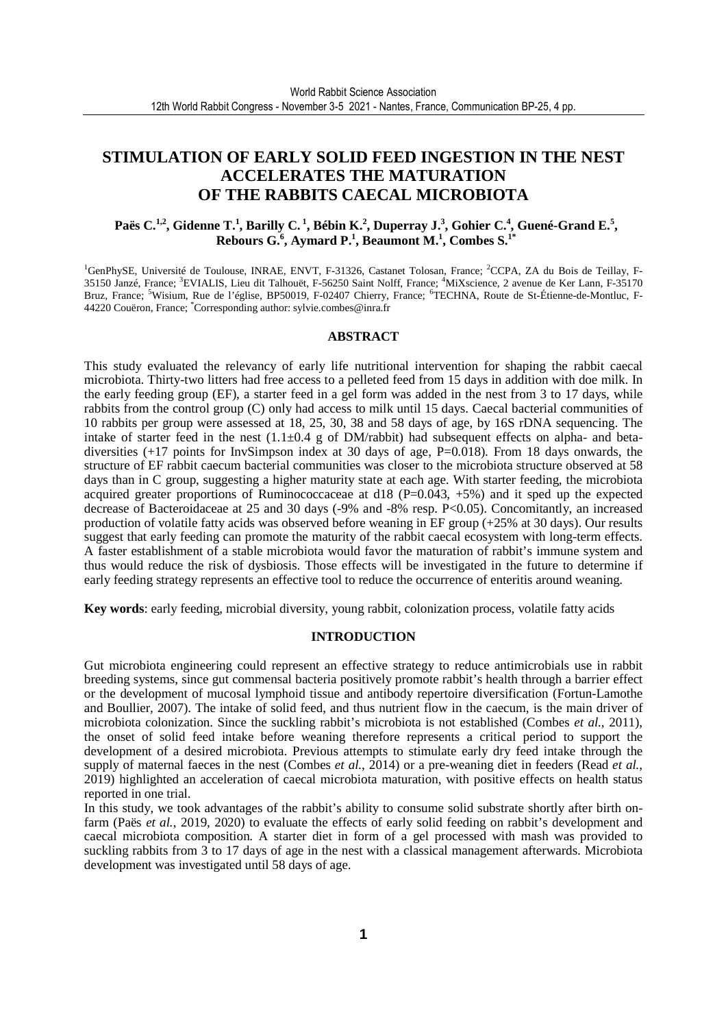# STIMULATION OF EARLY SOLID FEED INGESTION IN THE NEST ACCELERATES THE MATURATION OF THE RABBITS CAECAL MICROBIOTA

**Paës C.[1,2], Gidenne T.[1], Barilly C.[1], Bébin K.[2], Duperray J.[3], Gohier C.[4], Guené-Grand E.[5], Rebours G.[6], Aymard P.[1], Beaumont M.[1], Combes S.[1*]**

[1]GenPhySE, Université de Toulouse, INRAE, ENVT, F-31326, Castanet Tolosan, France; [2]CCPA, ZA du Bois de Teillay, F-35150 Janzé, France; [3]EVIALIS, Lieu dit Talhouët, F-56250 Saint Nolff, France; [4]MiXscience, 2 avenue de Ker Lann, F-35170 Bruz, France; [5]Wisium, Rue de l'église, BP50019, F-02407 Chierry, France; [6]TECHNA, Route de St-Étienne-de-Montluc, F-44220 Couëron, France; [*]Corresponding author: sylvie.combes@inra.fr

## ABSTRACT

This study evaluated the relevancy of early life nutritional intervention for shaping the rabbit caecal microbiota. Thirty-two litters had free access to a pelleted feed from 15 days in addition with doe milk. In the early feeding group (EF), a starter feed in a gel form was added in the nest from 3 to 17 days, while rabbits from the control group (C) only had access to milk until 15 days. Caecal bacterial communities of 10 rabbits per group were assessed at 18, 25, 30, 38 and 58 days of age, by 16S rDNA sequencing. The intake of starter feed in the nest (1.1±0.4 g of DM/rabbit) had subsequent effects on alpha- and beta-diversities (+17 points for InvSimpson index at 30 days of age, P=0.018). From 18 days onwards, the structure of EF rabbit caecum bacterial communities was closer to the microbiota structure observed at 58 days than in C group, suggesting a higher maturity state at each age. With starter feeding, the microbiota acquired greater proportions of Ruminococcaceae at d18 (P=0.043, +5%) and it sped up the expected decrease of Bacteroidaceae at 25 and 30 days (-9% and -8% resp. P<0.05). Concomitantly, an increased production of volatile fatty acids was observed before weaning in EF group (+25% at 30 days). Our results suggest that early feeding can promote the maturity of the rabbit caecal ecosystem with long-term effects. A faster establishment of a stable microbiota would favor the maturation of rabbit's immune system and thus would reduce the risk of dysbiosis. Those effects will be investigated in the future to determine if early feeding strategy represents an effective tool to reduce the occurrence of enteritis around weaning.

**Key words**: early feeding, microbial diversity, young rabbit, colonization process, volatile fatty acids

## INTRODUCTION

Gut microbiota engineering could represent an effective strategy to reduce antimicrobials use in rabbit breeding systems, since gut commensal bacteria positively promote rabbit's health through a barrier effect or the development of mucosal lymphoid tissue and antibody repertoire diversification (Fortun-Lamothe and Boullier, 2007). The intake of solid feed, and thus nutrient flow in the caecum, is the main driver of microbiota colonization. Since the suckling rabbit's microbiota is not established (Combes *et al.*, 2011), the onset of solid feed intake before weaning therefore represents a critical period to support the development of a desired microbiota. Previous attempts to stimulate early dry feed intake through the supply of maternal faeces in the nest (Combes *et al.*, 2014) or a pre-weaning diet in feeders (Read *et al.*, 2019) highlighted an acceleration of caecal microbiota maturation, with positive effects on health status reported in one trial.

In this study, we took advantages of the rabbit's ability to consume solid substrate shortly after birth on-farm (Paës *et al.*, 2019, 2020) to evaluate the effects of early solid feeding on rabbit's development and caecal microbiota composition. A starter diet in form of a gel processed with mash was provided to suckling rabbits from 3 to 17 days of age in the nest with a classical management afterwards. Microbiota development was investigated until 58 days of age.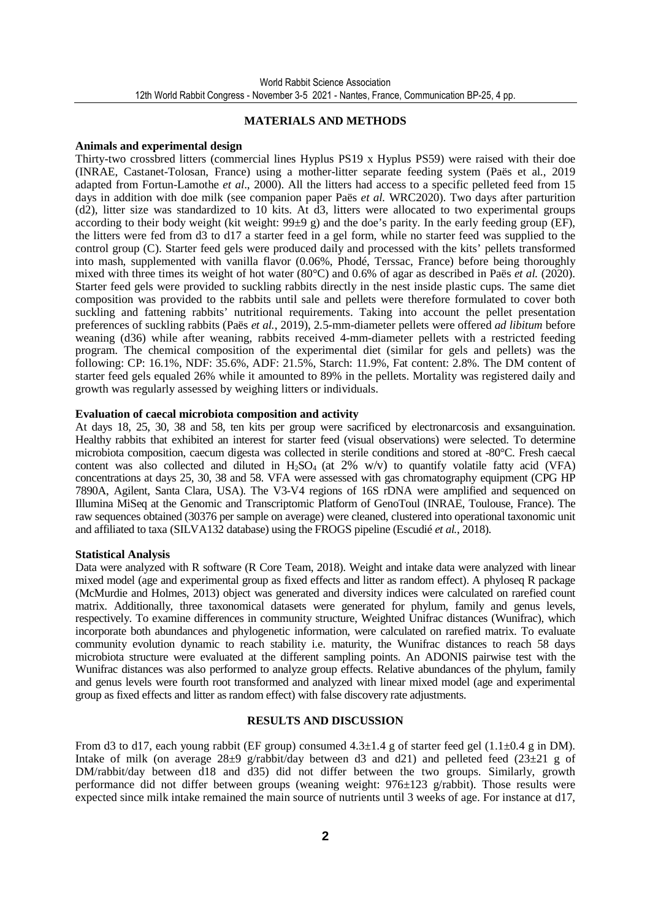## MATERIALS AND METHODS

### Animals and experimental design

Thirty-two crossbred litters (commercial lines Hyplus PS19 x Hyplus PS59) were raised with their doe (INRAE, Castanet-Tolosan, France) using a mother-litter separate feeding system (Paës et al., 2019 adapted from Fortun-Lamothe *et al*., 2000). All the litters had access to a specific pelleted feed from 15 days in addition with doe milk (see companion paper Paës *et al.* WRC2020). Two days after parturition (d2), litter size was standardized to 10 kits. At d3, litters were allocated to two experimental groups according to their body weight (kit weight: 99±9 g) and the doe's parity. In the early feeding group (EF), the litters were fed from d3 to d17 a starter feed in a gel form, while no starter feed was supplied to the control group (C). Starter feed gels were produced daily and processed with the kits' pellets transformed into mash, supplemented with vanilla flavor (0.06%, Phodé, Terssac, France) before being thoroughly mixed with three times its weight of hot water (80°C) and 0.6% of agar as described in Paës *et al.* (2020). Starter feed gels were provided to suckling rabbits directly in the nest inside plastic cups. The same diet composition was provided to the rabbits until sale and pellets were therefore formulated to cover both suckling and fattening rabbits' nutritional requirements. Taking into account the pellet presentation preferences of suckling rabbits (Paës *et al.*, 2019), 2.5-mm-diameter pellets were offered *ad libitum* before weaning (d36) while after weaning, rabbits received 4-mm-diameter pellets with a restricted feeding program. The chemical composition of the experimental diet (similar for gels and pellets) was the following: CP: 16.1%, NDF: 35.6%, ADF: 21.5%, Starch: 11.9%, Fat content: 2.8%. The DM content of starter feed gels equaled 26% while it amounted to 89% in the pellets. Mortality was registered daily and growth was regularly assessed by weighing litters or individuals.

### Evaluation of caecal microbiota composition and activity

At days 18, 25, 30, 38 and 58, ten kits per group were sacrificed by electronarcosis and exsanguination. Healthy rabbits that exhibited an interest for starter feed (visual observations) were selected. To determine microbiota composition, caecum digesta was collected in sterile conditions and stored at -80°C. Fresh caecal content was also collected and diluted in $H_2SO_4$ (at 2% w/v) to quantify volatile fatty acid (VFA) concentrations at days 25, 30, 38 and 58. VFA were assessed with gas chromatography equipment (CPG HP 7890A, Agilent, Santa Clara, USA). The V3-V4 regions of 16S rDNA were amplified and sequenced on Illumina MiSeq at the Genomic and Transcriptomic Platform of GenoToul (INRAE, Toulouse, France). The raw sequences obtained (30376 per sample on average) were cleaned, clustered into operational taxonomic unit and affiliated to taxa (SILVA132 database) using the FROGS pipeline (Escudié *et al.*, 2018).

### Statistical Analysis

Data were analyzed with R software (R Core Team, 2018). Weight and intake data were analyzed with linear mixed model (age and experimental group as fixed effects and litter as random effect). A phyloseq R package (McMurdie and Holmes, 2013) object was generated and diversity indices were calculated on rarefied count matrix. Additionally, three taxonomical datasets were generated for phylum, family and genus levels, respectively. To examine differences in community structure, Weighted Unifrac distances (Wunifrac), which incorporate both abundances and phylogenetic information, were calculated on rarefied matrix. To evaluate community evolution dynamic to reach stability i.e. maturity, the Wunifrac distances to reach 58 days microbiota structure were evaluated at the different sampling points. An ADONIS pairwise test with the Wunifrac distances was also performed to analyze group effects. Relative abundances of the phylum, family and genus levels were fourth root transformed and analyzed with linear mixed model (age and experimental group as fixed effects and litter as random effect) with false discovery rate adjustments.

## RESULTS AND DISCUSSION

From d3 to d17, each young rabbit (EF group) consumed 4.3±1.4 g of starter feed gel (1.1±0.4 g in DM). Intake of milk (on average 28±9 g/rabbit/day between d3 and d21) and pelleted feed (23±21 g of DM/rabbit/day between d18 and d35) did not differ between the two groups. Similarly, growth performance did not differ between groups (weaning weight: 976±123 g/rabbit). Those results were expected since milk intake remained the main source of nutrients until 3 weeks of age. For instance at d17,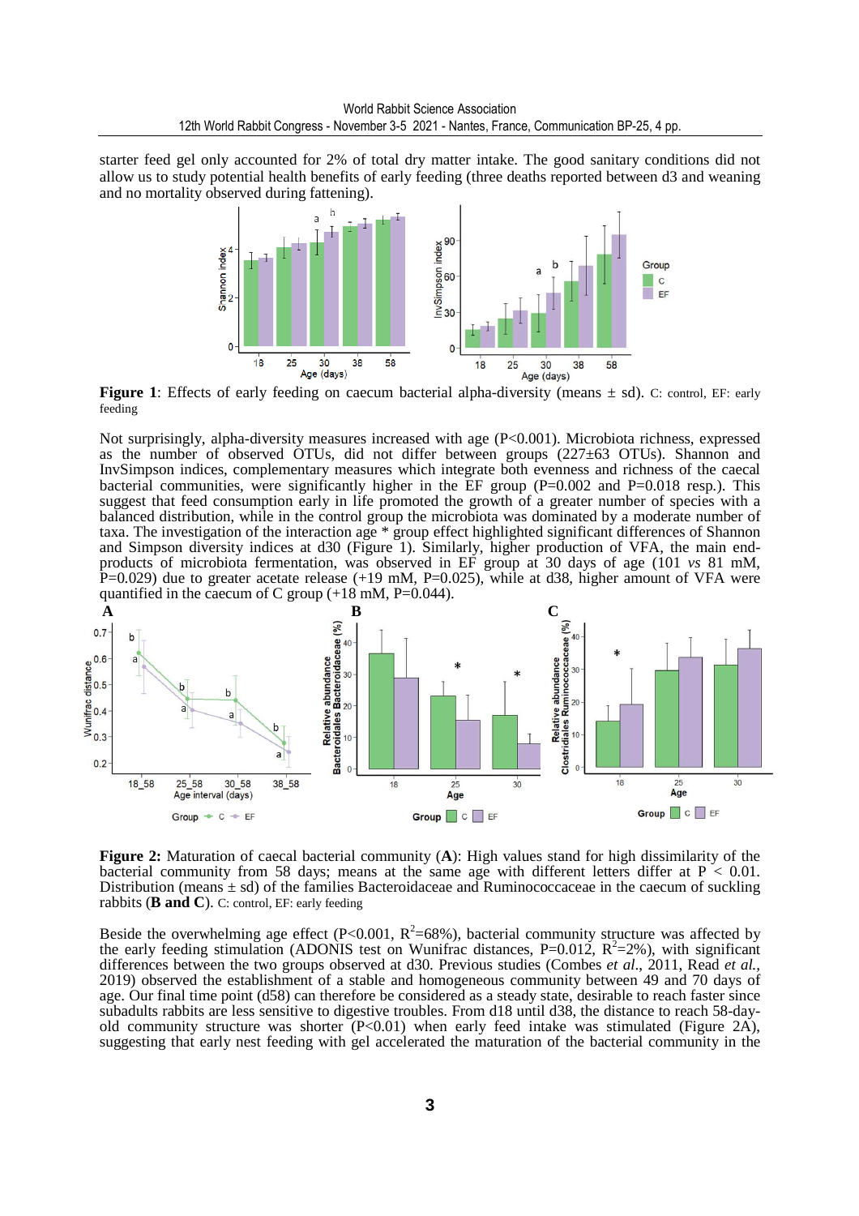starter feed gel only accounted for 2% of total dry matter intake. The good sanitary conditions did not allow us to study potential health benefits of early feeding (three deaths reported between d3 and weaning and no mortality observed during fattening).

**Figure 1**: Effects of early feeding on caecum bacterial alpha-diversity (means ± sd). C: control, EF: early feeding

Not surprisingly, alpha-diversity measures increased with age (P<0.001). Microbiota richness, expressed as the number of observed OTUs, did not differ between groups (227±63 OTUs). Shannon and InvSimpson indices, complementary measures which integrate both evenness and richness of the caecal bacterial communities, were significantly higher in the EF group (P=0.002 and P=0.018 resp.). This suggest that feed consumption early in life promoted the growth of a greater number of species with a balanced distribution, while in the control group the microbiota was dominated by a moderate number of taxa. The investigation of the interaction age * group effect highlighted significant differences of Shannon and Simpson diversity indices at d30 (Figure 1). Similarly, higher production of VFA, the main end-products of microbiota fermentation, was observed in EF group at 30 days of age (101 *vs* 81 mM, P=0.029) due to greater acetate release (+19 mM, P=0.025), while at d38, higher amount of VFA were quantified in the caecum of C group (+18 mM, P=0.044).

**Figure 2:** Maturation of caecal bacterial community (**A**): High values stand for high dissimilarity of the bacterial community from 58 days; means at the same age with different letters differ at P < 0.01. Distribution (means ± sd) of the families Bacteroidaceae and Ruminococcaceae in the caecum of suckling rabbits (**B and C**). C: control, EF: early feeding

Beside the overwhelming age effect (P<0.001, $R^2$=68%), bacterial community structure was affected by the early feeding stimulation (ADONIS test on Wunifrac distances, P=0.012, $R^2$=2%), with significant differences between the two groups observed at d30. Previous studies (Combes *et al*., 2011, Read *et al.*, 2019) observed the establishment of a stable and homogeneous community between 49 and 70 days of age. Our final time point (d58) can therefore be considered as a steady state, desirable to reach faster since subadults rabbits are less sensitive to digestive troubles. From d18 until d38, the distance to reach 58-day-old community structure was shorter (P<0.01) when early feed intake was stimulated (Figure 2A), suggesting that early nest feeding with gel accelerated the maturation of the bacterial community in the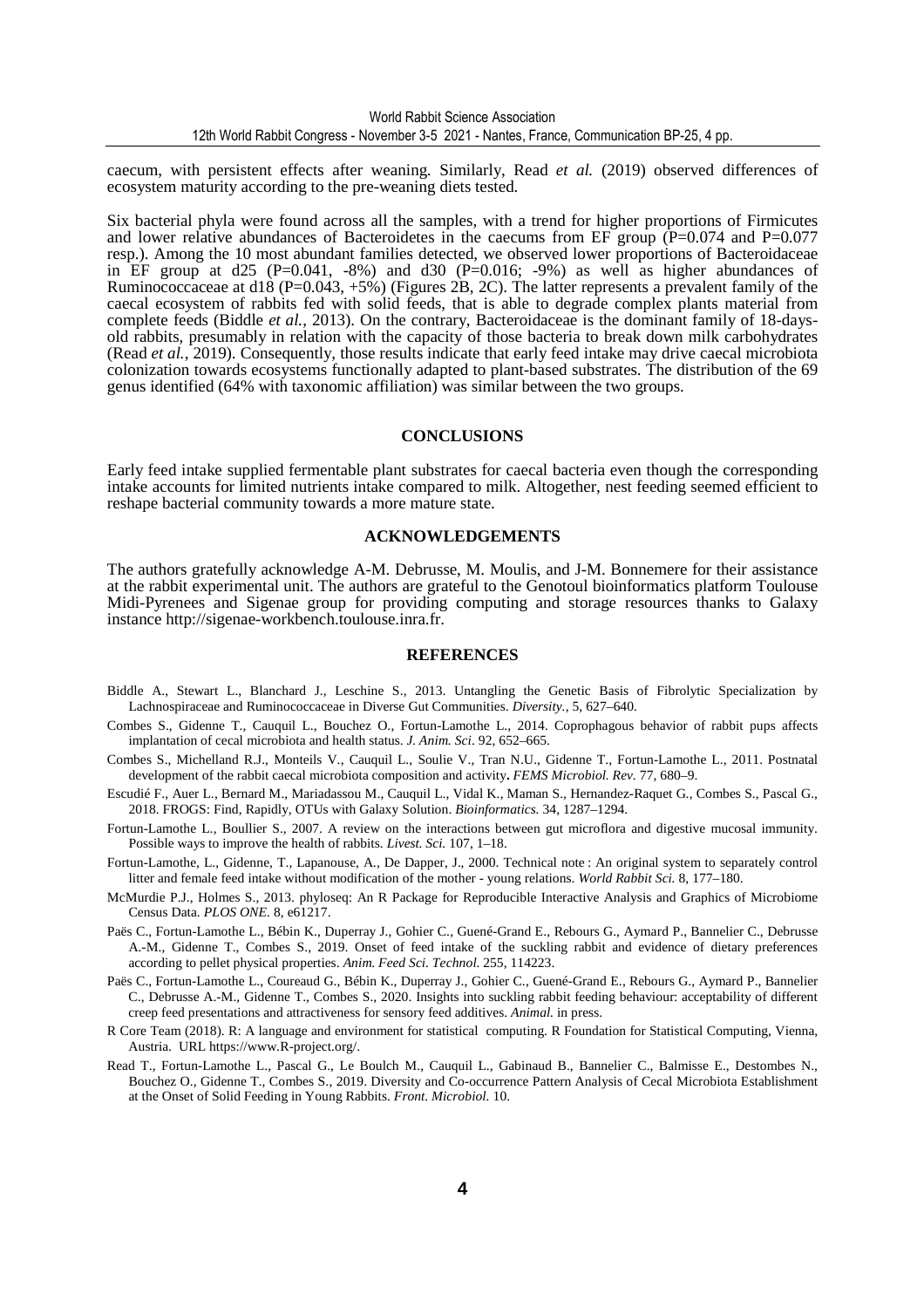caecum, with persistent effects after weaning. Similarly, Read *et al.* (2019) observed differences of ecosystem maturity according to the pre-weaning diets tested.

Six bacterial phyla were found across all the samples, with a trend for higher proportions of Firmicutes and lower relative abundances of Bacteroidetes in the caecums from EF group (P=0.074 and P=0.077 resp.). Among the 10 most abundant families detected, we observed lower proportions of Bacteroidaceae in EF group at d25 (P=0.041, -8%) and d30 (P=0.016; -9%) as well as higher abundances of Ruminococcaceae at d18 (P=0.043, +5%) (Figures 2B, 2C). The latter represents a prevalent family of the caecal ecosystem of rabbits fed with solid feeds, that is able to degrade complex plants material from complete feeds (Biddle *et al.*, 2013). On the contrary, Bacteroidaceae is the dominant family of 18-days-old rabbits, presumably in relation with the capacity of those bacteria to break down milk carbohydrates (Read *et al.*, 2019). Consequently, those results indicate that early feed intake may drive caecal microbiota colonization towards ecosystems functionally adapted to plant-based substrates. The distribution of the 69 genus identified (64% with taxonomic affiliation) was similar between the two groups.

## CONCLUSIONS

Early feed intake supplied fermentable plant substrates for caecal bacteria even though the corresponding intake accounts for limited nutrients intake compared to milk. Altogether, nest feeding seemed efficient to reshape bacterial community towards a more mature state.

## ACKNOWLEDGEMENTS

The authors gratefully acknowledge A-M. Debrusse, M. Moulis, and J-M. Bonnemere for their assistance at the rabbit experimental unit. The authors are grateful to the Genotoul bioinformatics platform Toulouse Midi-Pyrenees and Sigenae group for providing computing and storage resources thanks to Galaxy instance http://sigenae-workbench.toulouse.inra.fr.

## REFERENCES

Biddle A., Stewart L., Blanchard J., Leschine S., 2013. Untangling the Genetic Basis of Fibrolytic Specialization by Lachnospiraceae and Ruminococcaceae in Diverse Gut Communities. *Diversity.*, 5, 627–640.

Combes S., Gidenne T., Cauquil L., Bouchez O., Fortun-Lamothe L., 2014. Coprophagous behavior of rabbit pups affects implantation of cecal microbiota and health status. *J. Anim. Sci*. 92, 652–665.

Combes S., Michelland R.J., Monteils V., Cauquil L., Soulie V., Tran N.U., Gidenne T., Fortun-Lamothe L., 2011. Postnatal development of the rabbit caecal microbiota composition and activity**.** *FEMS Microbiol. Rev.* 77, 680–9.

Escudié F., Auer L., Bernard M., Mariadassou M., Cauquil L., Vidal K., Maman S., Hernandez-Raquet G., Combes S., Pascal G., 2018. FROGS: Find, Rapidly, OTUs with Galaxy Solution. *Bioinformatics.* 34, 1287–1294.

Fortun-Lamothe L., Boullier S., 2007. A review on the interactions between gut microflora and digestive mucosal immunity. Possible ways to improve the health of rabbits. *Livest. Sci.* 107, 1–18.

Fortun-Lamothe, L., Gidenne, T., Lapanouse, A., De Dapper, J., 2000. Technical note : An original system to separately control litter and female feed intake without modification of the mother - young relations. *World Rabbit Sci.* 8, 177–180.

McMurdie P.J., Holmes S., 2013. phyloseq: An R Package for Reproducible Interactive Analysis and Graphics of Microbiome Census Data. *PLOS ONE*. 8, e61217.

Paës C., Fortun-Lamothe L., Bébin K., Duperray J., Gohier C., Guené-Grand E., Rebours G., Aymard P., Bannelier C., Debrusse A.-M., Gidenne T., Combes S., 2019. Onset of feed intake of the suckling rabbit and evidence of dietary preferences according to pellet physical properties. *Anim. Feed Sci. Technol.* 255, 114223.

Paës C., Fortun-Lamothe L., Coureaud G., Bébin K., Duperray J., Gohier C., Guené-Grand E., Rebours G., Aymard P., Bannelier C., Debrusse A.-M., Gidenne T., Combes S., 2020. Insights into suckling rabbit feeding behaviour: acceptability of different creep feed presentations and attractiveness for sensory feed additives. *Animal.* in press.

R Core Team (2018). R: A language and environment for statistical computing. R Foundation for Statistical Computing, Vienna, Austria. URL https://www.R-project.org/.

Read T., Fortun-Lamothe L., Pascal G., Le Boulch M., Cauquil L., Gabinaud B., Bannelier C., Balmisse E., Destombes N., Bouchez O., Gidenne T., Combes S., 2019. Diversity and Co-occurrence Pattern Analysis of Cecal Microbiota Establishment at the Onset of Solid Feeding in Young Rabbits. *Front. Microbiol.* 10.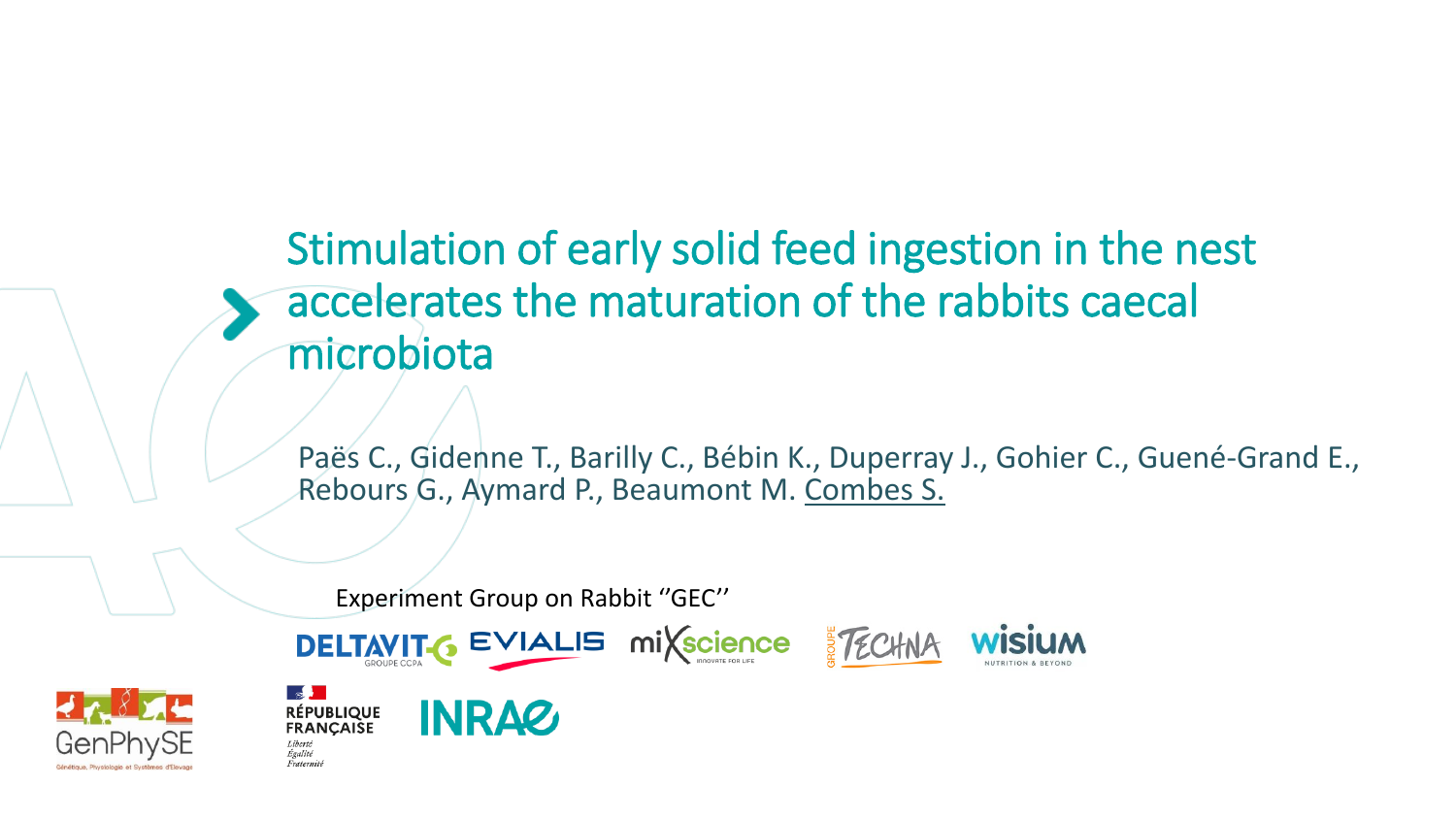# Stimulation of early solid feed ingestion in the nest accelerates the maturation of the rabbits caecal microbiota

Paës C., Gidenne T., Barilly C., Bébin K., Duperray J., Gohier C., Guené-Grand E., Rebours G., Aymard P., Beaumont M. Combes S.

Experiment Group on Rabbit ''GEC''

DELTAVIT GROUPE CCPA · EVIALIS · miXscience INNOVATE FOR LIFE · GROUPE TECHNA · wisium NUTRITION & BEYOND

GenPhySE Génétique, Physiologie et Systèmes d'Elevage · RÉPUBLIQUE FRANÇAISE Liberté Égalité Fraternité · INRAE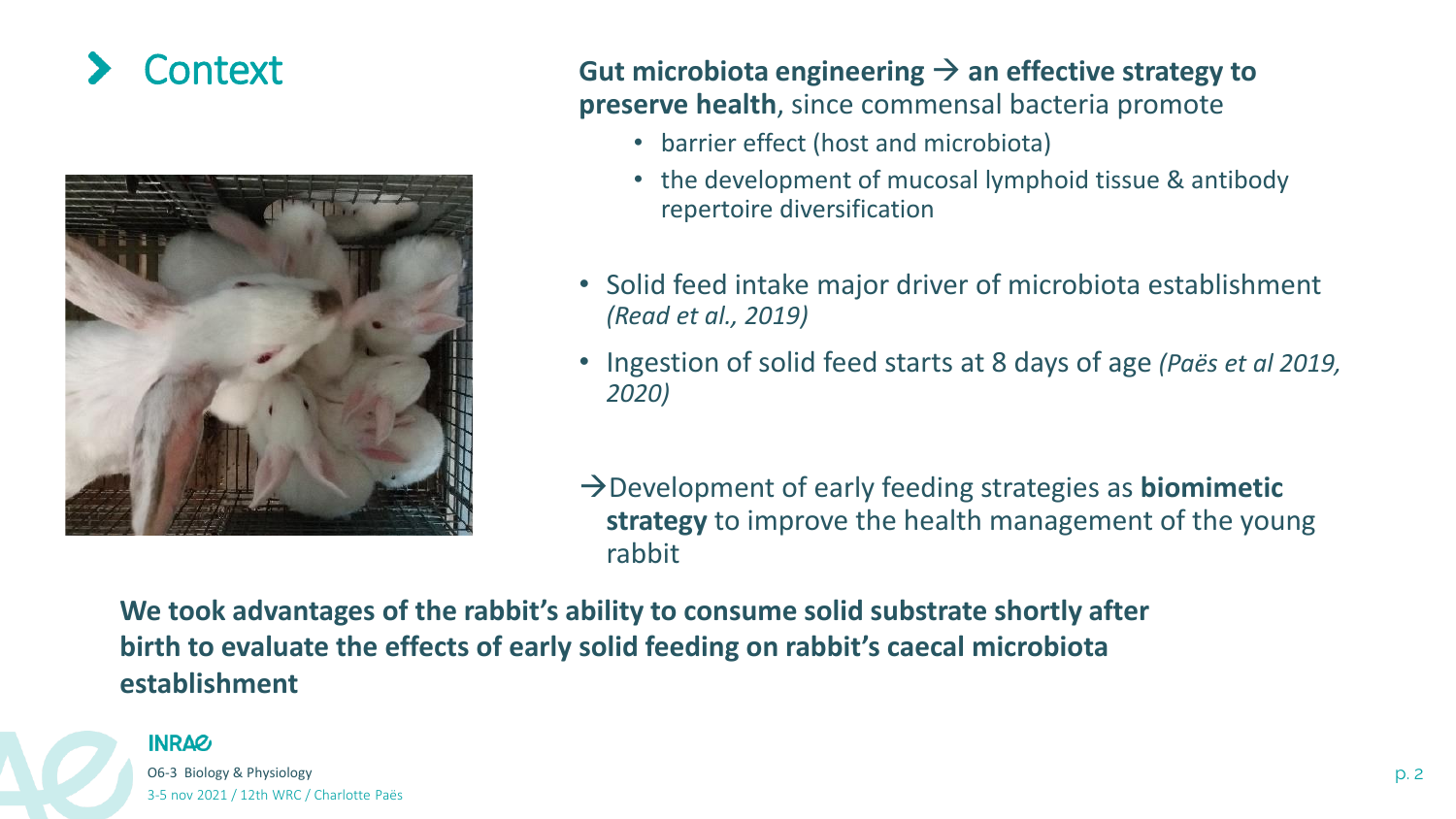# Context

**Gut microbiota engineering → an effective strategy to preserve health**, since commensal bacteria promote

- barrier effect (host and microbiota)
- the development of mucosal lymphoid tissue & antibody repertoire diversification

- Solid feed intake major driver of microbiota establishment *(Read et al., 2019)*
- Ingestion of solid feed starts at 8 days of age *(Paës et al 2019, 2020)*

→Development of early feeding strategies as **biomimetic strategy** to improve the health management of the young rabbit

**We took advantages of the rabbit's ability to consume solid substrate shortly after birth to evaluate the effects of early solid feeding on rabbit's caecal microbiota establishment**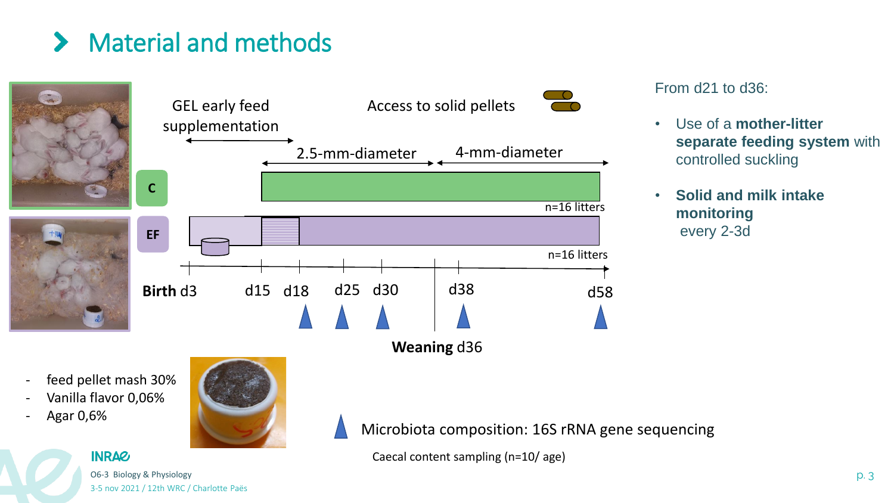# Material and methods

GEL early feed supplementation

Access to solid pellets

2.5-mm-diameter | 4-mm-diameter

C — n=16 litters

EF — n=16 litters

Birth d3, d15, d18, d25, d30, d38, d58

Weaning d36

- feed pellet mash 30%
- Vanilla flavor 0,06%
- Agar 0,6%

Microbiota composition: 16S rRNA gene sequencing

Caecal content sampling (n=10/ age)

From d21 to d36:

- Use of a **mother-litter separate feeding system** with controlled suckling
- **Solid and milk intake monitoring** every 2-3d

O6-3 Biology & Physiology

3-5 nov 2021 / 12th WRC / Charlotte Paës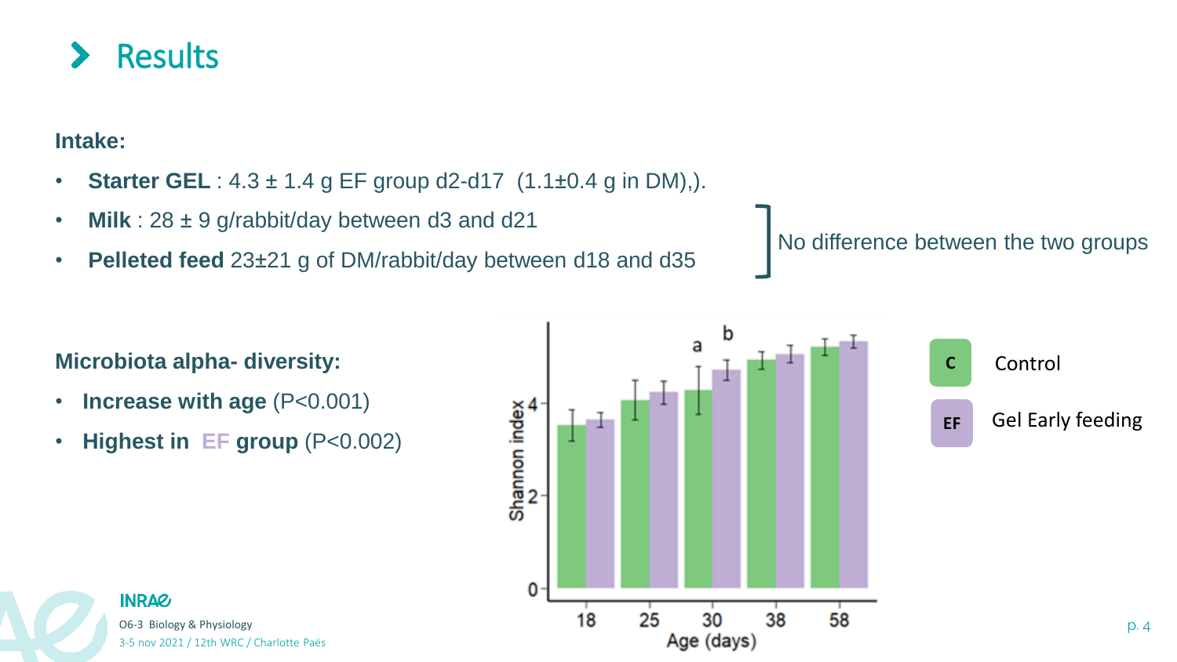# Results

**Intake:**

- **Starter GEL** : 4.3 ± 1.4 g EF group d2-d17 (1.1±0.4 g in DM),).
- **Milk** : 28 ± 9 g/rabbit/day between d3 and d21
- **Pelleted feed** 23±21 g of DM/rabbit/day between d18 and d35

No difference between the two groups

**Microbiota alpha- diversity:**

- **Increase with age** (P<0.001)
- **Highest in EF group** (P<0.002)

C Control

EF Gel Early feeding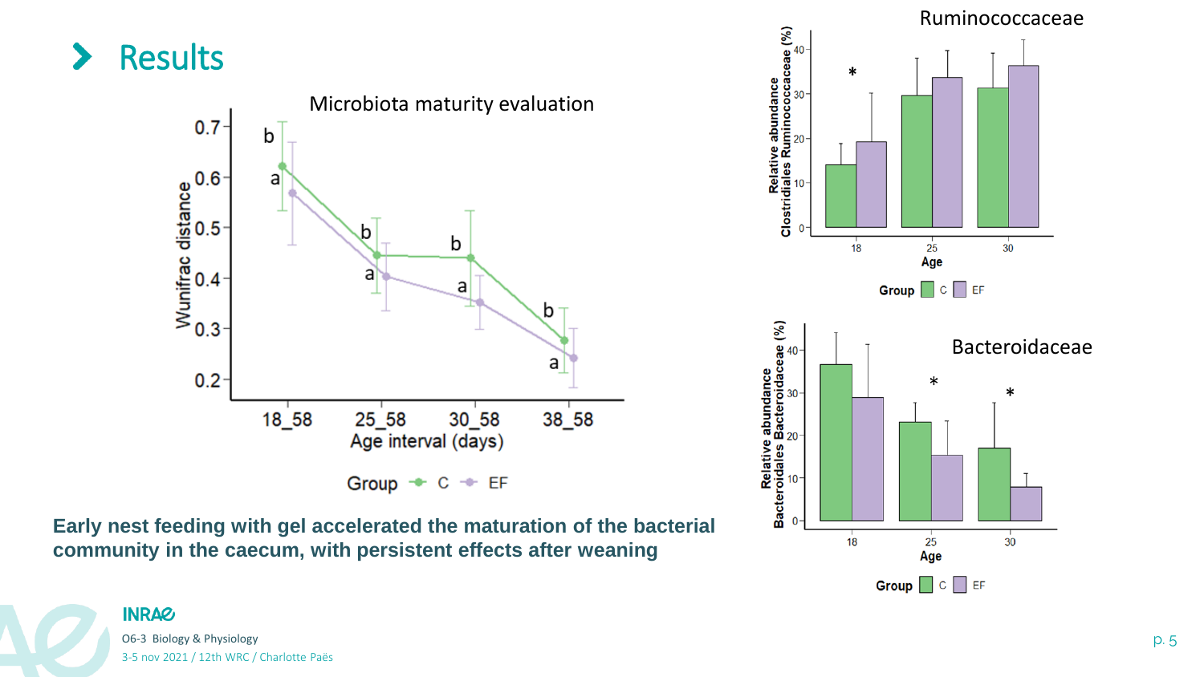# Results

Microbiota maturity evaluation

Ruminococcaceae

Bacteroidaceae

**Early nest feeding with gel accelerated the maturation of the bacterial community in the caecum, with persistent effects after weaning**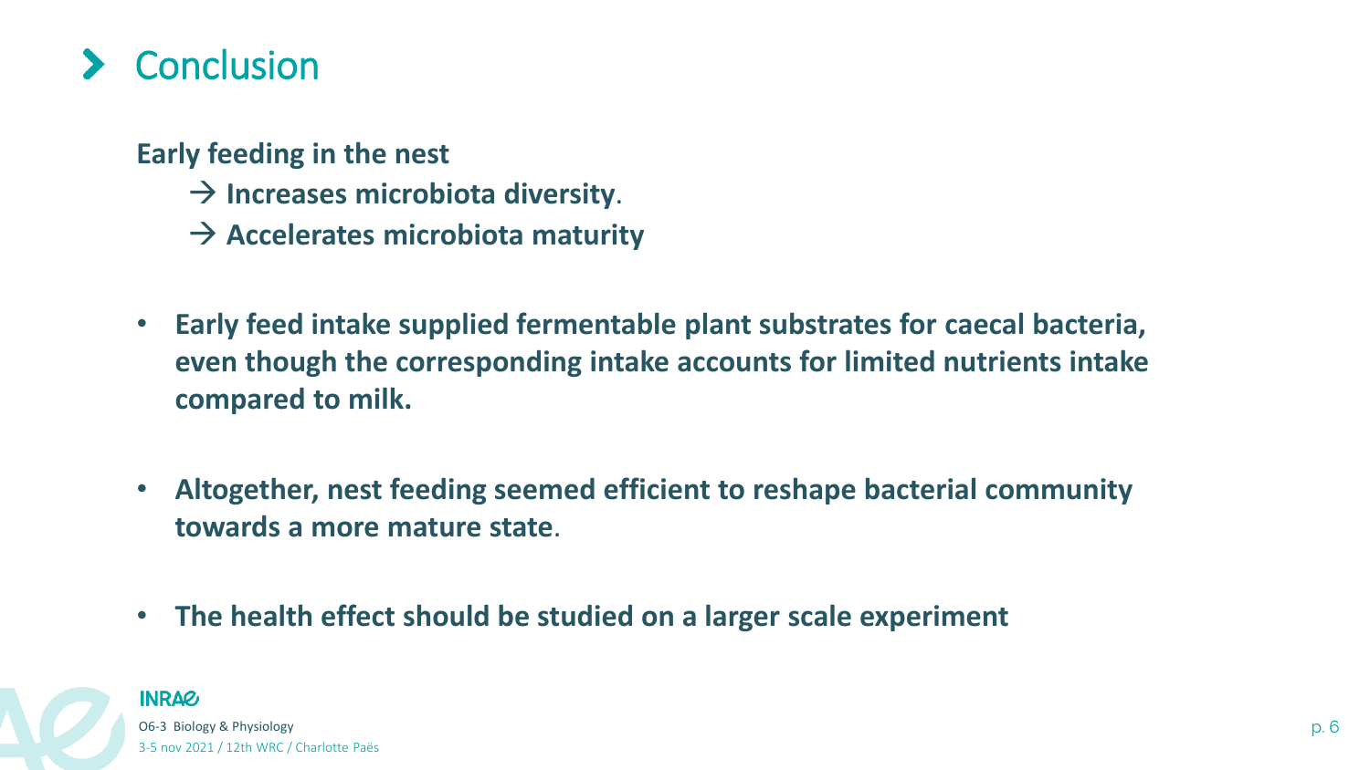# Conclusion

**Early feeding in the nest**

→ **Increases microbiota diversity**.

→ **Accelerates microbiota maturity**

- **Early feed intake supplied fermentable plant substrates for caecal bacteria, even though the corresponding intake accounts for limited nutrients intake compared to milk.**
- **Altogether, nest feeding seemed efficient to reshape bacterial community towards a more mature state**.
- **The health effect should be studied on a larger scale experiment**